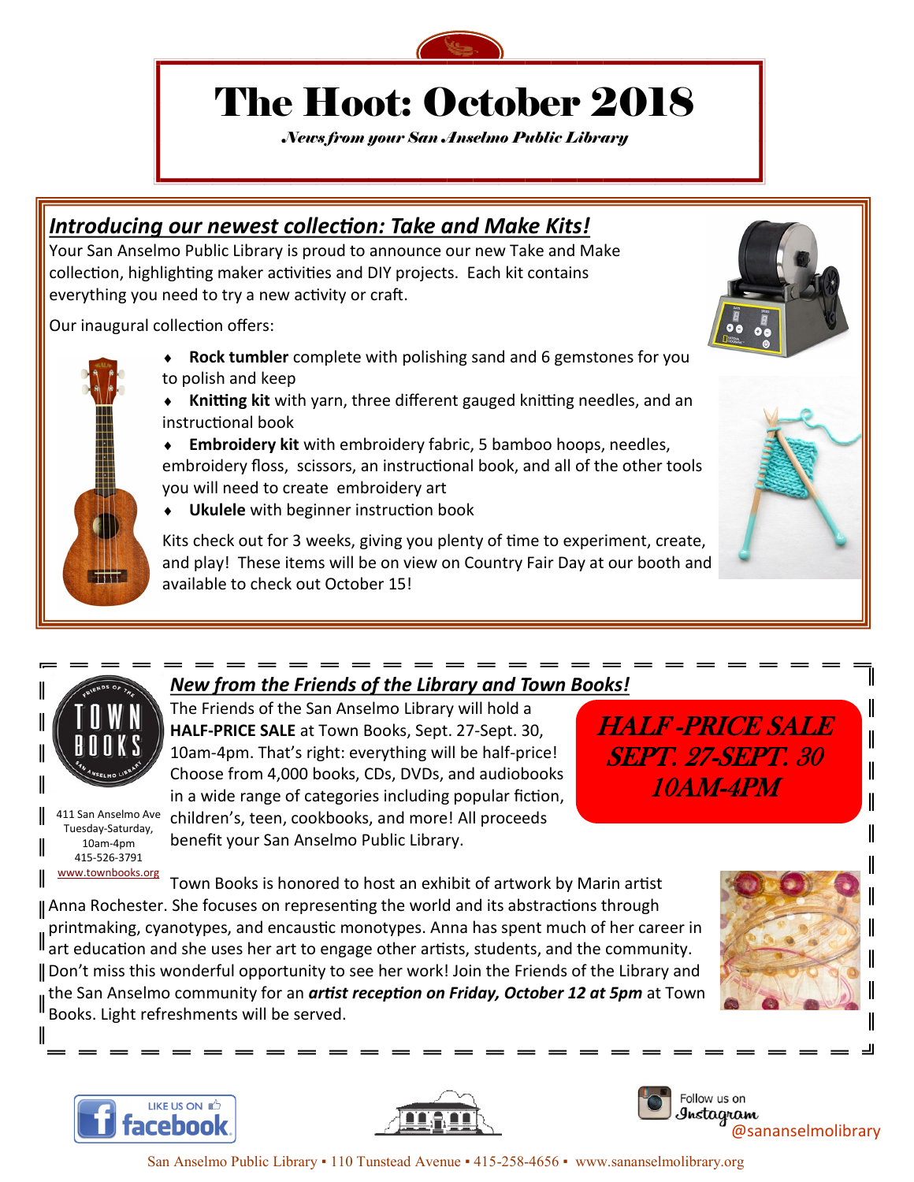# The Hoot: October 2018

*News from your San Anselmo Public Library*

## *Introducing our newest collection: Take and Make Kits!*

Your San Anselmo Public Library is proud to announce our new Take and Make collection, highlighting maker activities and DIY projects. Each kit contains everything you need to try a new activity or craft.

Our inaugural collection offers:

- **Rock tumbler** complete with polishing sand and 6 gemstones for you to polish and keep
- **Knitting kit** with yarn, three different gauged knitting needles, and an instructional book
- **Embroidery kit** with embroidery fabric, 5 bamboo hoops, needles, embroidery floss, scissors, an instructional book, and all of the other tools you will need to create embroidery art
- **Ukulele** with beginner instruction book

Kits check out for 3 weeks, giving you plenty of time to experiment, create, and play! These items will be on view on Country Fair Day at our booth and available to check out October 15!

## *New from the Friends of the Library and Town Books!*

The Friends of the San Anselmo Library will hold a **HALF-PRICE SALE** at Town Books, Sept. 27-Sept. 30, 10am-4pm. That's right: everything will be half-price! Choose from 4,000 books, CDs, DVDs, and audiobooks in a wide range of categories including popular fiction, children's, teen, cookbooks, and more! All proceeds benefit your San Anselmo Public Library.

**HALF-PRICE SALE**
**SEPT. 27-SEPT. 30**
**10AM-4PM**

411 San Anselmo Ave
Tuesday-Saturday, 10am-4pm
415-526-3791
www.townbooks.org

Town Books is honored to host an exhibit of artwork by Marin artist Anna Rochester. She focuses on representing the world and its abstractions through printmaking, cyanotypes, and encaustic monotypes. Anna has spent much of her career in art education and she uses her art to engage other artists, students, and the community. Don't miss this wonderful opportunity to see her work! Join the Friends of the Library and the San Anselmo community for an ***artist reception on Friday, October 12 at 5pm*** at Town Books. Light refreshments will be served.

LIKE US ON facebook

Follow us on Instagram @sananselmolibrary

San Anselmo Public Library ▪ 110 Tunstead Avenue ▪ 415-258-4656 ▪ www.sananselmolibrary.org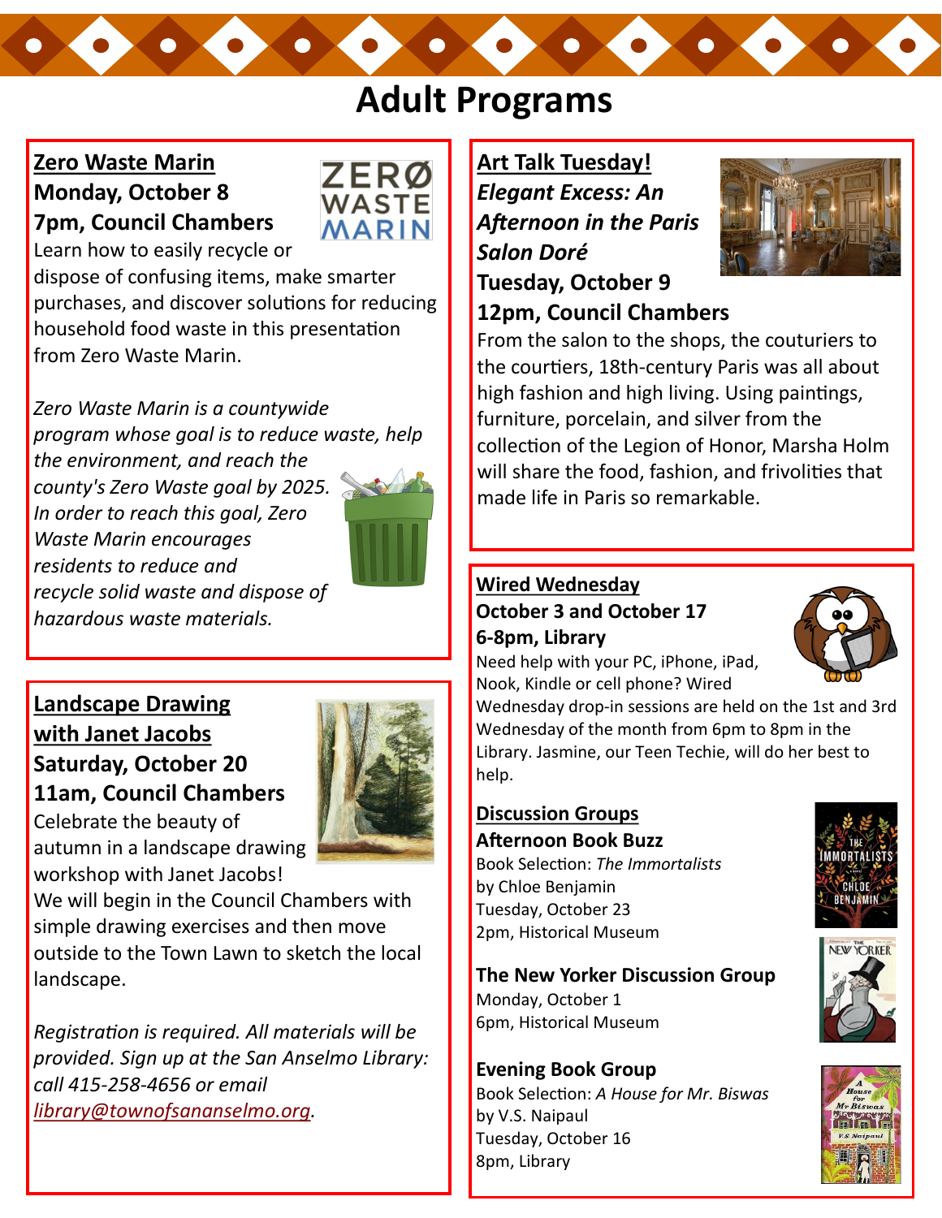# Adult Programs

## Zero Waste Marin

**Monday, October 8**
**7pm, Council Chambers**

Learn how to easily recycle or dispose of confusing items, make smarter purchases, and discover solutions for reducing household food waste in this presentation from Zero Waste Marin.

*Zero Waste Marin is a countywide program whose goal is to reduce waste, help the environment, and reach the county's Zero Waste goal by 2025. In order to reach this goal, Zero Waste Marin encourages residents to reduce and recycle solid waste and dispose of hazardous waste materials.*

## Landscape Drawing with Janet Jacobs

**Saturday, October 20**
**11am, Council Chambers**

Celebrate the beauty of autumn in a landscape drawing workshop with Janet Jacobs! We will begin in the Council Chambers with simple drawing exercises and then move outside to the Town Lawn to sketch the local landscape.

*Registration is required. All materials will be provided. Sign up at the San Anselmo Library: call 415-258-4656 or email [library@townofsananselmo.org](mailto:library@townofsananselmo.org).*

## Art Talk Tuesday!

***Elegant Excess: An Afternoon in the Paris Salon Doré***

**Tuesday, October 9**
**12pm, Council Chambers**

From the salon to the shops, the couturiers to the courtiers, 18th-century Paris was all about high fashion and high living. Using paintings, furniture, porcelain, and silver from the collection of the Legion of Honor, Marsha Holm will share the food, fashion, and frivolities that made life in Paris so remarkable.

## Wired Wednesday

**October 3 and October 17**
**6-8pm, Library**

Need help with your PC, iPhone, iPad, Nook, Kindle or cell phone? Wired Wednesday drop-in sessions are held on the 1st and 3rd Wednesday of the month from 6pm to 8pm in the Library. Jasmine, our Teen Techie, will do her best to help.

## Discussion Groups

**Afternoon Book Buzz**
Book Selection: *The Immortalists*
by Chloe Benjamin
Tuesday, October 23
2pm, Historical Museum

**The New Yorker Discussion Group**
Monday, October 1
6pm, Historical Museum

**Evening Book Group**
Book Selection: *A House for Mr. Biswas*
by V.S. Naipaul
Tuesday, October 16
8pm, Library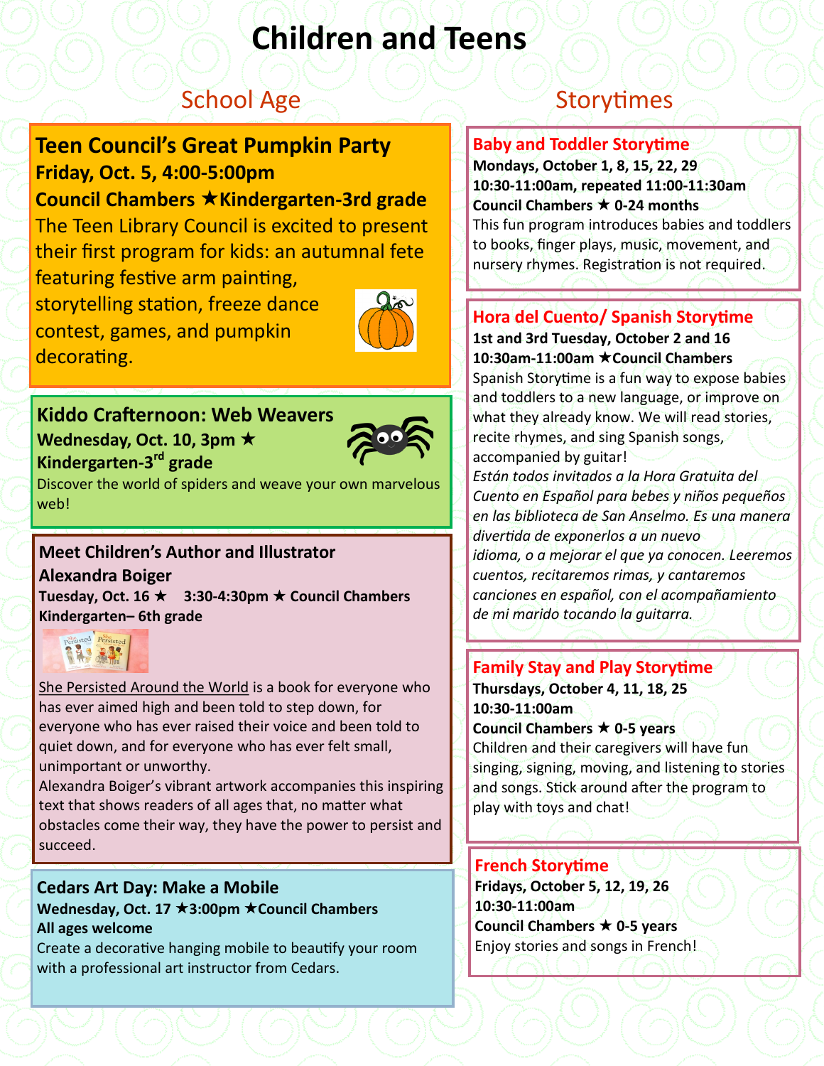# Children and Teens

## School Age

### Teen Council's Great Pumpkin Party

**Friday, Oct. 5, 4:00-5:00pm**
**Council Chambers ★Kindergarten-3rd grade**

The Teen Library Council is excited to present their first program for kids: an autumnal fete featuring festive arm painting, storytelling station, freeze dance contest, games, and pumpkin decorating.

### Kiddo Crafternoon: Web Weavers

**Wednesday, Oct. 10, 3pm ★**
**Kindergarten-3rd grade**

Discover the world of spiders and weave your own marvelous web!

### Meet Children's Author and Illustrator Alexandra Boiger

**Tuesday, Oct. 16 ★ 3:30-4:30pm ★ Council Chambers**
**Kindergarten– 6th grade**

She Persisted Around the World is a book for everyone who has ever aimed high and been told to step down, for everyone who has ever raised their voice and been told to quiet down, and for everyone who has ever felt small, unimportant or unworthy.

Alexandra Boiger's vibrant artwork accompanies this inspiring text that shows readers of all ages that, no matter what obstacles come their way, they have the power to persist and succeed.

### Cedars Art Day: Make a Mobile

**Wednesday, Oct. 17 ★3:00pm ★Council Chambers**
**All ages welcome**

Create a decorative hanging mobile to beautify your room with a professional art instructor from Cedars.

## Storytimes

### Baby and Toddler Storytime

**Mondays, October 1, 8, 15, 22, 29**
**10:30-11:00am, repeated 11:00-11:30am**
**Council Chambers ★ 0-24 months**

This fun program introduces babies and toddlers to books, finger plays, music, movement, and nursery rhymes. Registration is not required.

### Hora del Cuento/ Spanish Storytime

**1st and 3rd Tuesday, October 2 and 16**
**10:30am-11:00am ★Council Chambers**

Spanish Storytime is a fun way to expose babies and toddlers to a new language, or improve on what they already know. We will read stories, recite rhymes, and sing Spanish songs, accompanied by guitar!

*Están todos invitados a la Hora Gratuita del Cuento en Español para bebes y niños pequeños en las biblioteca de San Anselmo. Es una manera divertida de exponerlos a un nuevo idioma, o a mejorar el que ya conocen. Leeremos cuentos, recitaremos rimas, y cantaremos canciones en español, con el acompañamiento de mi marido tocando la guitarra.*

### Family Stay and Play Storytime

**Thursdays, October 4, 11, 18, 25**
**10:30-11:00am**
**Council Chambers ★ 0-5 years**

Children and their caregivers will have fun singing, signing, moving, and listening to stories and songs. Stick around after the program to play with toys and chat!

### French Storytime

**Fridays, October 5, 12, 19, 26**
**10:30-11:00am**
**Council Chambers ★ 0-5 years**

Enjoy stories and songs in French!